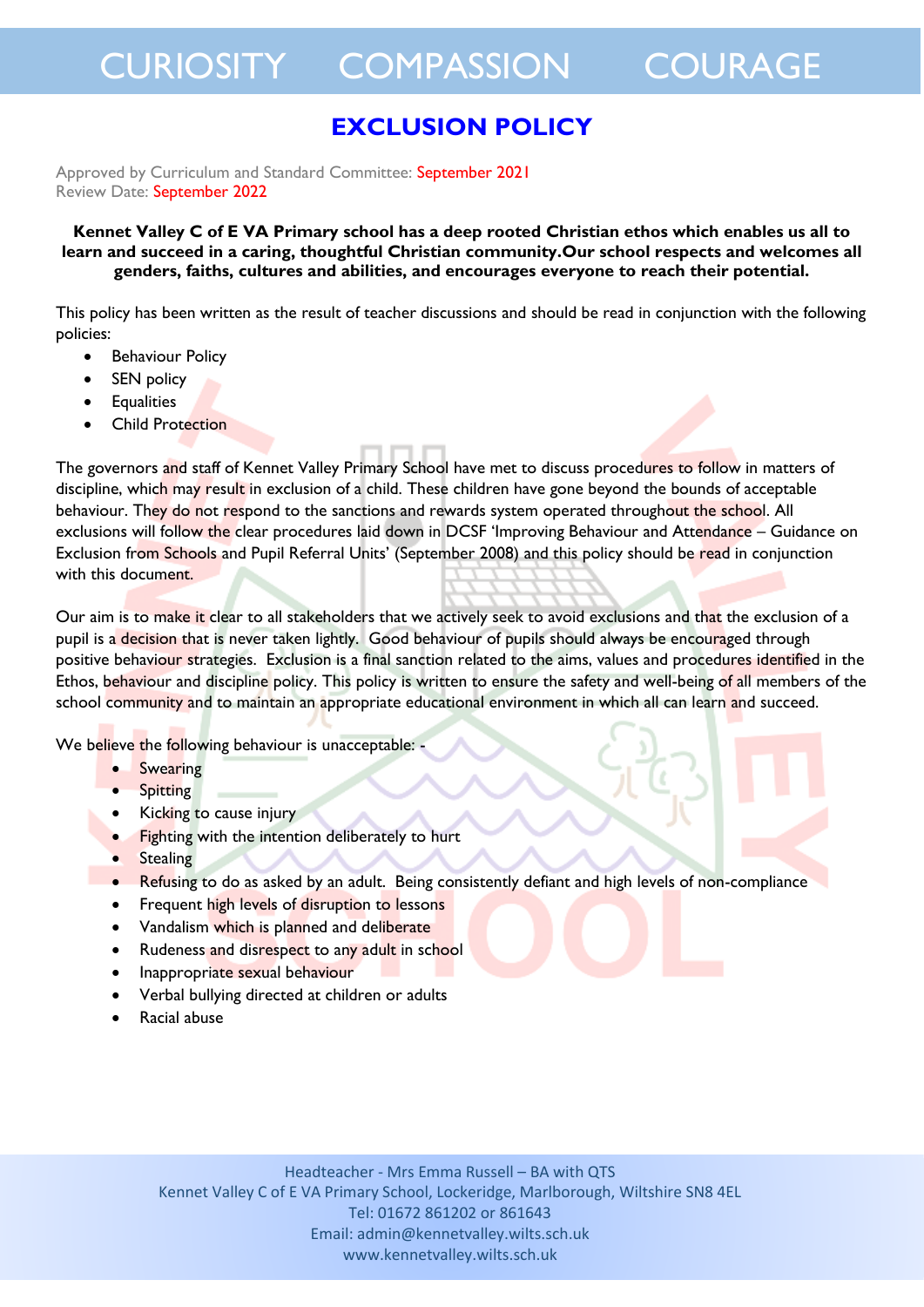CURIOSITY COMPASSION COURAGE

# EXCLUSION POLICY

Approved by Curriculum and Standard Committee: September 2021
Review Date: September 2022

**Kennet Valley C of E VA Primary school has a deep rooted Christian ethos which enables us all to learn and succeed in a caring, thoughtful Christian community.Our school respects and welcomes all genders, faiths, cultures and abilities, and encourages everyone to reach their potential.**

This policy has been written as the result of teacher discussions and should be read in conjunction with the following policies:

- Behaviour Policy
- SEN policy
- Equalities
- Child Protection

The governors and staff of Kennet Valley Primary School have met to discuss procedures to follow in matters of discipline, which may result in exclusion of a child. These children have gone beyond the bounds of acceptable behaviour. They do not respond to the sanctions and rewards system operated throughout the school. All exclusions will follow the clear procedures laid down in DCSF 'Improving Behaviour and Attendance – Guidance on Exclusion from Schools and Pupil Referral Units' (September 2008) and this policy should be read in conjunction with this document.

Our aim is to make it clear to all stakeholders that we actively seek to avoid exclusions and that the exclusion of a pupil is a decision that is never taken lightly. Good behaviour of pupils should always be encouraged through positive behaviour strategies. Exclusion is a final sanction related to the aims, values and procedures identified in the Ethos, behaviour and discipline policy. This policy is written to ensure the safety and well-being of all members of the school community and to maintain an appropriate educational environment in which all can learn and succeed.

We believe the following behaviour is unacceptable: -

- Swearing
- Spitting
- Kicking to cause injury
- Fighting with the intention deliberately to hurt
- Stealing
- Refusing to do as asked by an adult. Being consistently defiant and high levels of non-compliance
- Frequent high levels of disruption to lessons
- Vandalism which is planned and deliberate
- Rudeness and disrespect to any adult in school
- Inappropriate sexual behaviour
- Verbal bullying directed at children or adults
- Racial abuse

Headteacher - Mrs Emma Russell – BA with QTS
Kennet Valley C of E VA Primary School, Lockeridge, Marlborough, Wiltshire SN8 4EL
Tel: 01672 861202 or 861643
Email: admin@kennetvalley.wilts.sch.uk
www.kennetvalley.wilts.sch.uk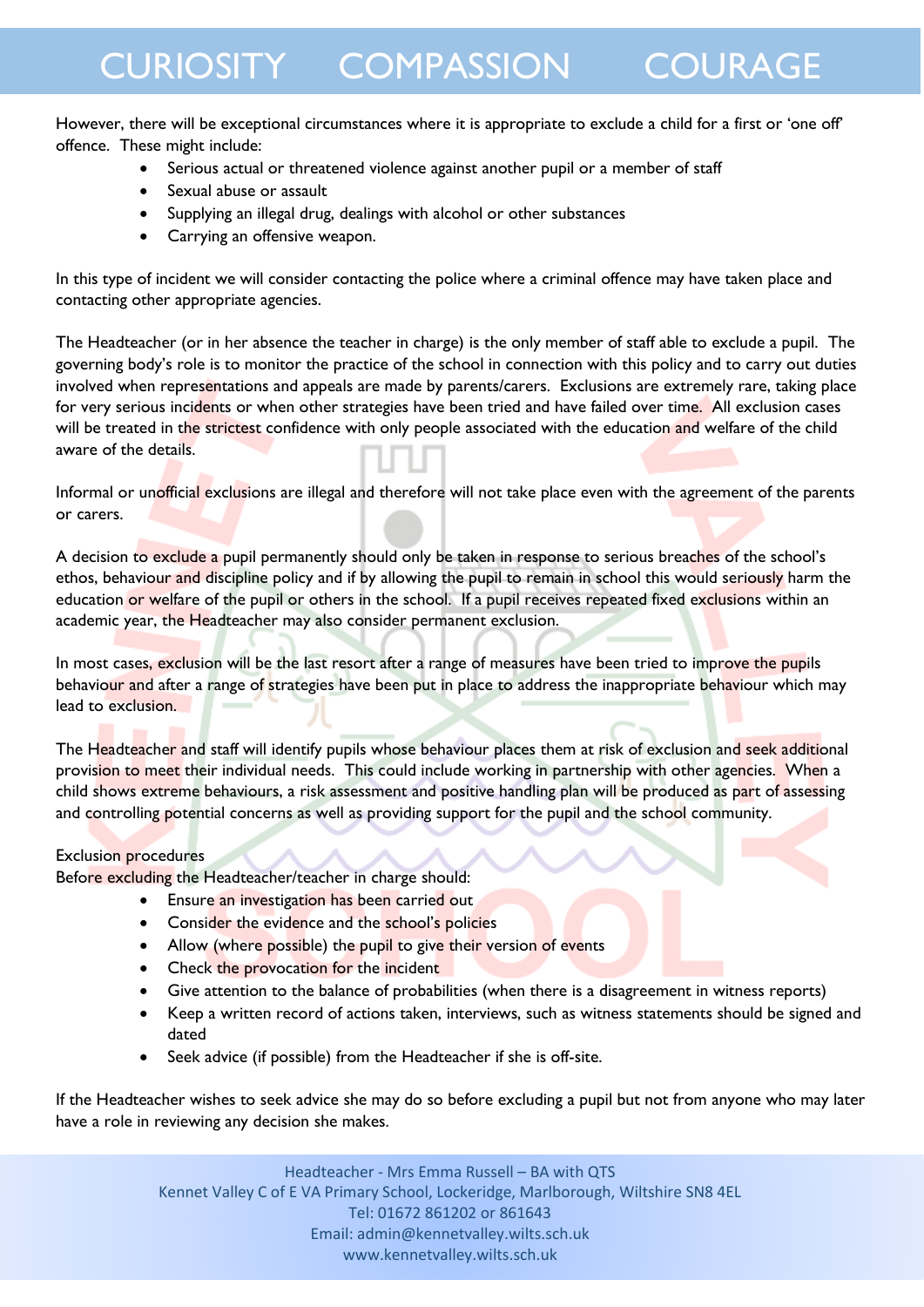However, there will be exceptional circumstances where it is appropriate to exclude a child for a first or 'one off' offence. These might include:

- Serious actual or threatened violence against another pupil or a member of staff
- Sexual abuse or assault
- Supplying an illegal drug, dealings with alcohol or other substances
- Carrying an offensive weapon.

In this type of incident we will consider contacting the police where a criminal offence may have taken place and contacting other appropriate agencies.

The Headteacher (or in her absence the teacher in charge) is the only member of staff able to exclude a pupil. The governing body's role is to monitor the practice of the school in connection with this policy and to carry out duties involved when representations and appeals are made by parents/carers. Exclusions are extremely rare, taking place for very serious incidents or when other strategies have been tried and have failed over time. All exclusion cases will be treated in the strictest confidence with only people associated with the education and welfare of the child aware of the details.

Informal or unofficial exclusions are illegal and therefore will not take place even with the agreement of the parents or carers.

A decision to exclude a pupil permanently should only be taken in response to serious breaches of the school's ethos, behaviour and discipline policy and if by allowing the pupil to remain in school this would seriously harm the education or welfare of the pupil or others in the school. If a pupil receives repeated fixed exclusions within an academic year, the Headteacher may also consider permanent exclusion.

In most cases, exclusion will be the last resort after a range of measures have been tried to improve the pupils behaviour and after a range of strategies have been put in place to address the inappropriate behaviour which may lead to exclusion.

The Headteacher and staff will identify pupils whose behaviour places them at risk of exclusion and seek additional provision to meet their individual needs. This could include working in partnership with other agencies. When a child shows extreme behaviours, a risk assessment and positive handling plan will be produced as part of assessing and controlling potential concerns as well as providing support for the pupil and the school community.

Exclusion procedures

Before excluding the Headteacher/teacher in charge should:

- Ensure an investigation has been carried out
- Consider the evidence and the school's policies
- Allow (where possible) the pupil to give their version of events
- Check the provocation for the incident
- Give attention to the balance of probabilities (when there is a disagreement in witness reports)
- Keep a written record of actions taken, interviews, such as witness statements should be signed and dated
- Seek advice (if possible) from the Headteacher if she is off-site.

If the Headteacher wishes to seek advice she may do so before excluding a pupil but not from anyone who may later have a role in reviewing any decision she makes.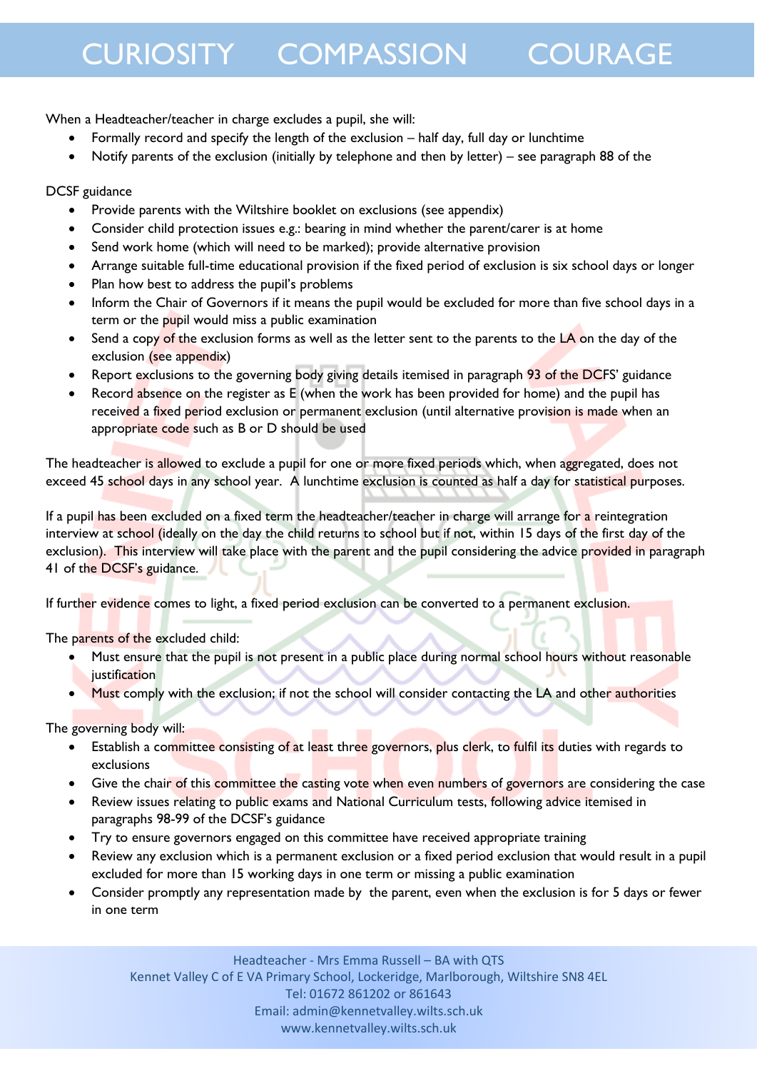When a Headteacher/teacher in charge excludes a pupil, she will:

- Formally record and specify the length of the exclusion – half day, full day or lunchtime
- Notify parents of the exclusion (initially by telephone and then by letter) – see paragraph 88 of the

DCSF guidance

- Provide parents with the Wiltshire booklet on exclusions (see appendix)
- Consider child protection issues e.g.: bearing in mind whether the parent/carer is at home
- Send work home (which will need to be marked); provide alternative provision
- Arrange suitable full-time educational provision if the fixed period of exclusion is six school days or longer
- Plan how best to address the pupil's problems
- Inform the Chair of Governors if it means the pupil would be excluded for more than five school days in a term or the pupil would miss a public examination
- Send a copy of the exclusion forms as well as the letter sent to the parents to the LA on the day of the exclusion (see appendix)
- Report exclusions to the governing body giving details itemised in paragraph 93 of the DCFS' guidance
- Record absence on the register as E (when the work has been provided for home) and the pupil has received a fixed period exclusion or permanent exclusion (until alternative provision is made when an appropriate code such as B or D should be used

The headteacher is allowed to exclude a pupil for one or more fixed periods which, when aggregated, does not exceed 45 school days in any school year. A lunchtime exclusion is counted as half a day for statistical purposes.

If a pupil has been excluded on a fixed term the headteacher/teacher in charge will arrange for a reintegration interview at school (ideally on the day the child returns to school but if not, within 15 days of the first day of the exclusion). This interview will take place with the parent and the pupil considering the advice provided in paragraph 41 of the DCSF's guidance.

If further evidence comes to light, a fixed period exclusion can be converted to a permanent exclusion.

The parents of the excluded child:

- Must ensure that the pupil is not present in a public place during normal school hours without reasonable justification
- Must comply with the exclusion; if not the school will consider contacting the LA and other authorities

The governing body will:

- Establish a committee consisting of at least three governors, plus clerk, to fulfil its duties with regards to exclusions
- Give the chair of this committee the casting vote when even numbers of governors are considering the case
- Review issues relating to public exams and National Curriculum tests, following advice itemised in paragraphs 98-99 of the DCSF's guidance
- Try to ensure governors engaged on this committee have received appropriate training
- Review any exclusion which is a permanent exclusion or a fixed period exclusion that would result in a pupil excluded for more than 15 working days in one term or missing a public examination
- Consider promptly any representation made by the parent, even when the exclusion is for 5 days or fewer in one term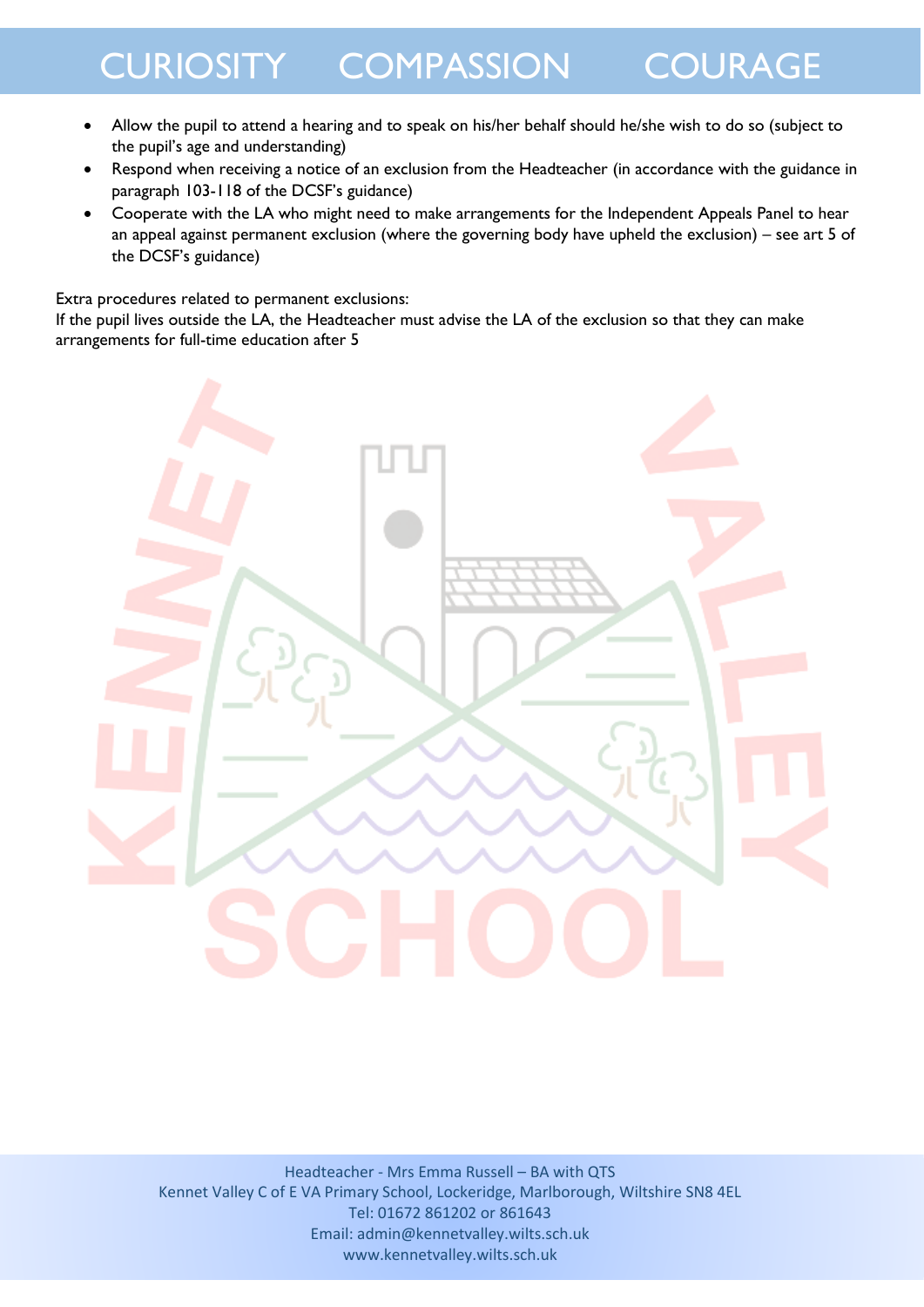- Allow the pupil to attend a hearing and to speak on his/her behalf should he/she wish to do so (subject to the pupil's age and understanding)
- Respond when receiving a notice of an exclusion from the Headteacher (in accordance with the guidance in paragraph 103-118 of the DCSF's guidance)
- Cooperate with the LA who might need to make arrangements for the Independent Appeals Panel to hear an appeal against permanent exclusion (where the governing body have upheld the exclusion) – see art 5 of the DCSF's guidance)

Extra procedures related to permanent exclusions:
If the pupil lives outside the LA, the Headteacher must advise the LA of the exclusion so that they can make arrangements for full-time education after 5